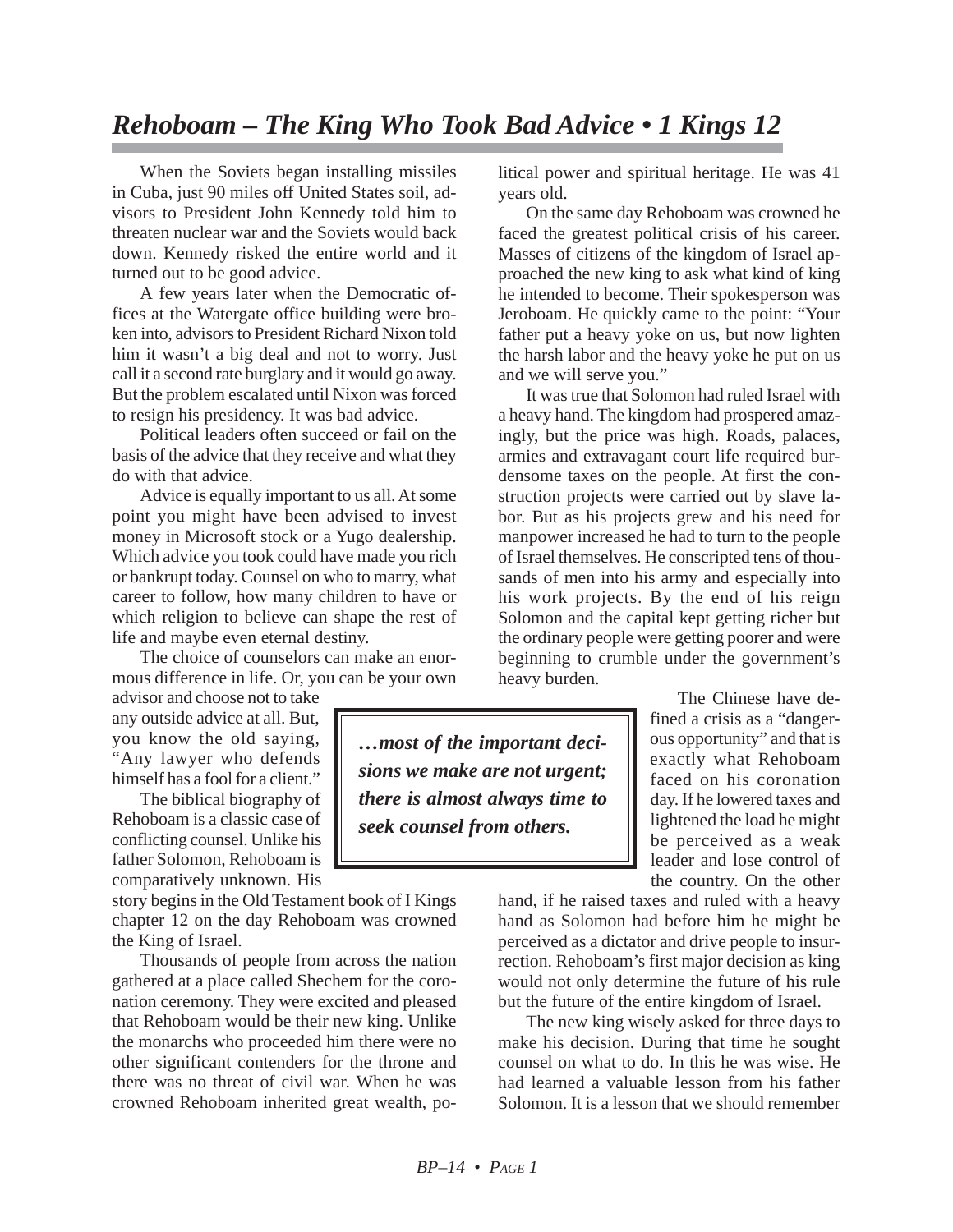# *Rehoboam – The King Who Took Bad Advice • 1 Kings 12*

When the Soviets began installing missiles in Cuba, just 90 miles off United States soil, advisors to President John Kennedy told him to threaten nuclear war and the Soviets would back down. Kennedy risked the entire world and it turned out to be good advice.

A few years later when the Democratic offices at the Watergate office building were broken into, advisors to President Richard Nixon told him it wasn't a big deal and not to worry. Just call it a second rate burglary and it would go away. But the problem escalated until Nixon was forced to resign his presidency. It was bad advice.

Political leaders often succeed or fail on the basis of the advice that they receive and what they do with that advice.

Advice is equally important to us all. At some point you might have been advised to invest money in Microsoft stock or a Yugo dealership. Which advice you took could have made you rich or bankrupt today. Counsel on who to marry, what career to follow, how many children to have or which religion to believe can shape the rest of life and maybe even eternal destiny.

The choice of counselors can make an enormous difference in life. Or, you can be your own advisor and choose not to take any outside advice at all. But, you know the old saying, "Any lawyer who defends himself has a fool for a client."

The biblical biography of Rehoboam is a classic case of conflicting counsel. Unlike his father Solomon, Rehoboam is comparatively unknown. His story begins in the Old Testament book of I Kings chapter 12 on the day Rehoboam was crowned the King of Israel.

Thousands of people from across the nation gathered at a place called Shechem for the coronation ceremony. They were excited and pleased that Rehoboam would be their new king. Unlike the monarchs who proceeded him there were no other significant contenders for the throne and there was no threat of civil war. When he was crowned Rehoboam inherited great wealth, political power and spiritual heritage. He was 41 years old.

On the same day Rehoboam was crowned he faced the greatest political crisis of his career. Masses of citizens of the kingdom of Israel approached the new king to ask what kind of king he intended to become. Their spokesperson was Jeroboam. He quickly came to the point: "Your father put a heavy yoke on us, but now lighten the harsh labor and the heavy yoke he put on us and we will serve you."

It was true that Solomon had ruled Israel with a heavy hand. The kingdom had prospered amazingly, but the price was high. Roads, palaces, armies and extravagant court life required burdensome taxes on the people. At first the construction projects were carried out by slave labor. But as his projects grew and his need for manpower increased he had to turn to the people of Israel themselves. He conscripted tens of thousands of men into his army and especially into his work projects. By the end of his reign Solomon and the capital kept getting richer but the ordinary people were getting poorer and were beginning to crumble under the government's heavy burden.

> ***…most of the important decisions we make are not urgent; there is almost always time to seek counsel from others.***

The Chinese have defined a crisis as a "dangerous opportunity" and that is exactly what Rehoboam faced on his coronation day. If he lowered taxes and lightened the load he might be perceived as a weak leader and lose control of the country. On the other hand, if he raised taxes and ruled with a heavy hand as Solomon had before him he might be perceived as a dictator and drive people to insurrection. Rehoboam's first major decision as king would not only determine the future of his rule but the future of the entire kingdom of Israel.

The new king wisely asked for three days to make his decision. During that time he sought counsel on what to do. In this he was wise. He had learned a valuable lesson from his father Solomon. It is a lesson that we should remember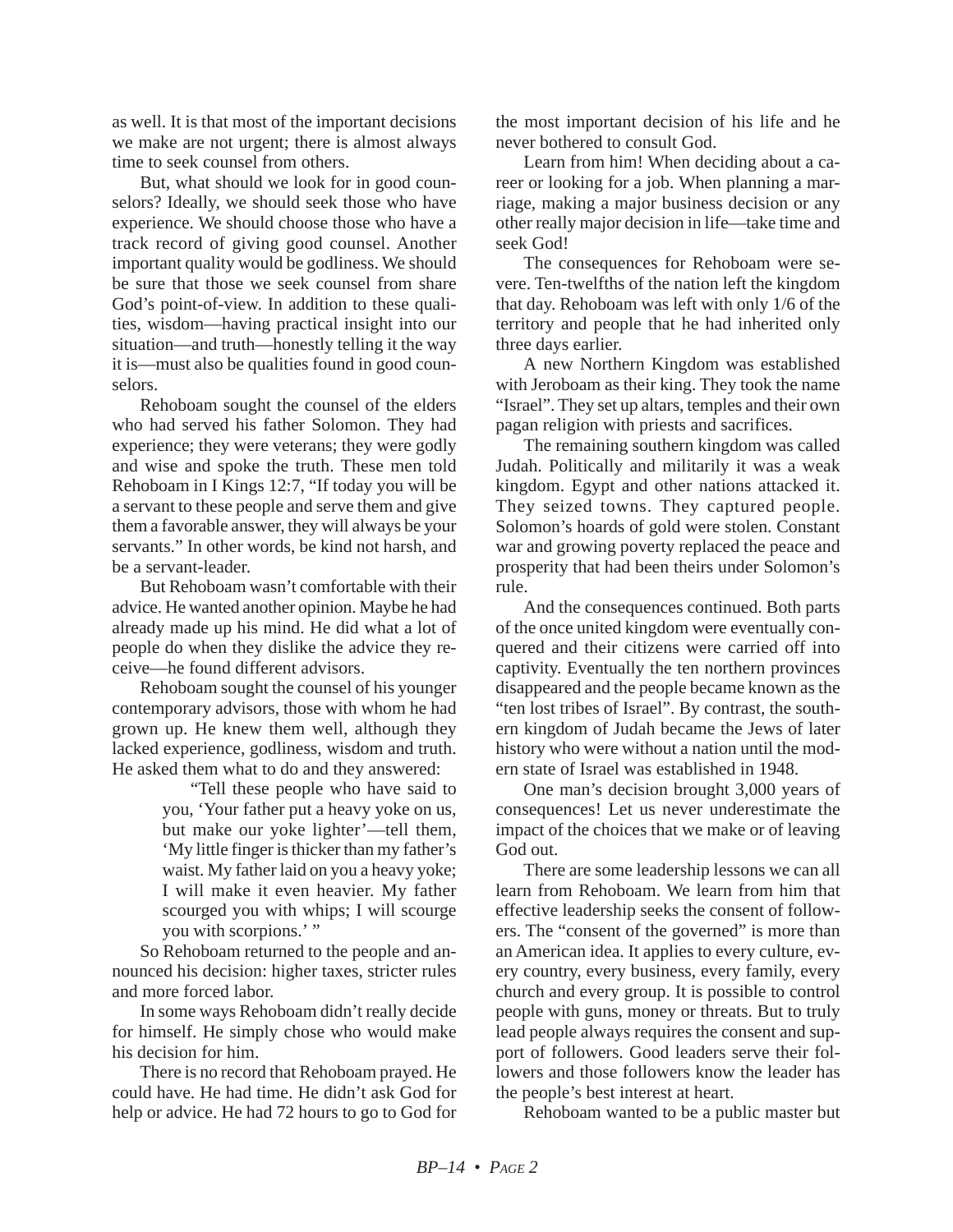as well. It is that most of the important decisions we make are not urgent; there is almost always time to seek counsel from others.

But, what should we look for in good counselors? Ideally, we should seek those who have experience. We should choose those who have a track record of giving good counsel. Another important quality would be godliness. We should be sure that those we seek counsel from share God's point-of-view. In addition to these qualities, wisdom—having practical insight into our situation—and truth—honestly telling it the way it is—must also be qualities found in good counselors.

Rehoboam sought the counsel of the elders who had served his father Solomon. They had experience; they were veterans; they were godly and wise and spoke the truth. These men told Rehoboam in I Kings 12:7, "If today you will be a servant to these people and serve them and give them a favorable answer, they will always be your servants." In other words, be kind not harsh, and be a servant-leader.

But Rehoboam wasn't comfortable with their advice. He wanted another opinion. Maybe he had already made up his mind. He did what a lot of people do when they dislike the advice they receive—he found different advisors.

Rehoboam sought the counsel of his younger contemporary advisors, those with whom he had grown up. He knew them well, although they lacked experience, godliness, wisdom and truth. He asked them what to do and they answered:

> "Tell these people who have said to you, 'Your father put a heavy yoke on us, but make our yoke lighter'—tell them, 'My little finger is thicker than my father's waist. My father laid on you a heavy yoke; I will make it even heavier. My father scourged you with whips; I will scourge you with scorpions.' "

So Rehoboam returned to the people and announced his decision: higher taxes, stricter rules and more forced labor.

In some ways Rehoboam didn't really decide for himself. He simply chose who would make his decision for him.

There is no record that Rehoboam prayed. He could have. He had time. He didn't ask God for help or advice. He had 72 hours to go to God for the most important decision of his life and he never bothered to consult God.

Learn from him! When deciding about a career or looking for a job. When planning a marriage, making a major business decision or any other really major decision in life—take time and seek God!

The consequences for Rehoboam were severe. Ten-twelfths of the nation left the kingdom that day. Rehoboam was left with only 1/6 of the territory and people that he had inherited only three days earlier.

A new Northern Kingdom was established with Jeroboam as their king. They took the name "Israel". They set up altars, temples and their own pagan religion with priests and sacrifices.

The remaining southern kingdom was called Judah. Politically and militarily it was a weak kingdom. Egypt and other nations attacked it. They seized towns. They captured people. Solomon's hoards of gold were stolen. Constant war and growing poverty replaced the peace and prosperity that had been theirs under Solomon's rule.

And the consequences continued. Both parts of the once united kingdom were eventually conquered and their citizens were carried off into captivity. Eventually the ten northern provinces disappeared and the people became known as the "ten lost tribes of Israel". By contrast, the southern kingdom of Judah became the Jews of later history who were without a nation until the modern state of Israel was established in 1948.

One man's decision brought 3,000 years of consequences! Let us never underestimate the impact of the choices that we make or of leaving God out.

There are some leadership lessons we can all learn from Rehoboam. We learn from him that effective leadership seeks the consent of followers. The "consent of the governed" is more than an American idea. It applies to every culture, every country, every business, every family, every church and every group. It is possible to control people with guns, money or threats. But to truly lead people always requires the consent and support of followers. Good leaders serve their followers and those followers know the leader has the people's best interest at heart.

Rehoboam wanted to be a public master but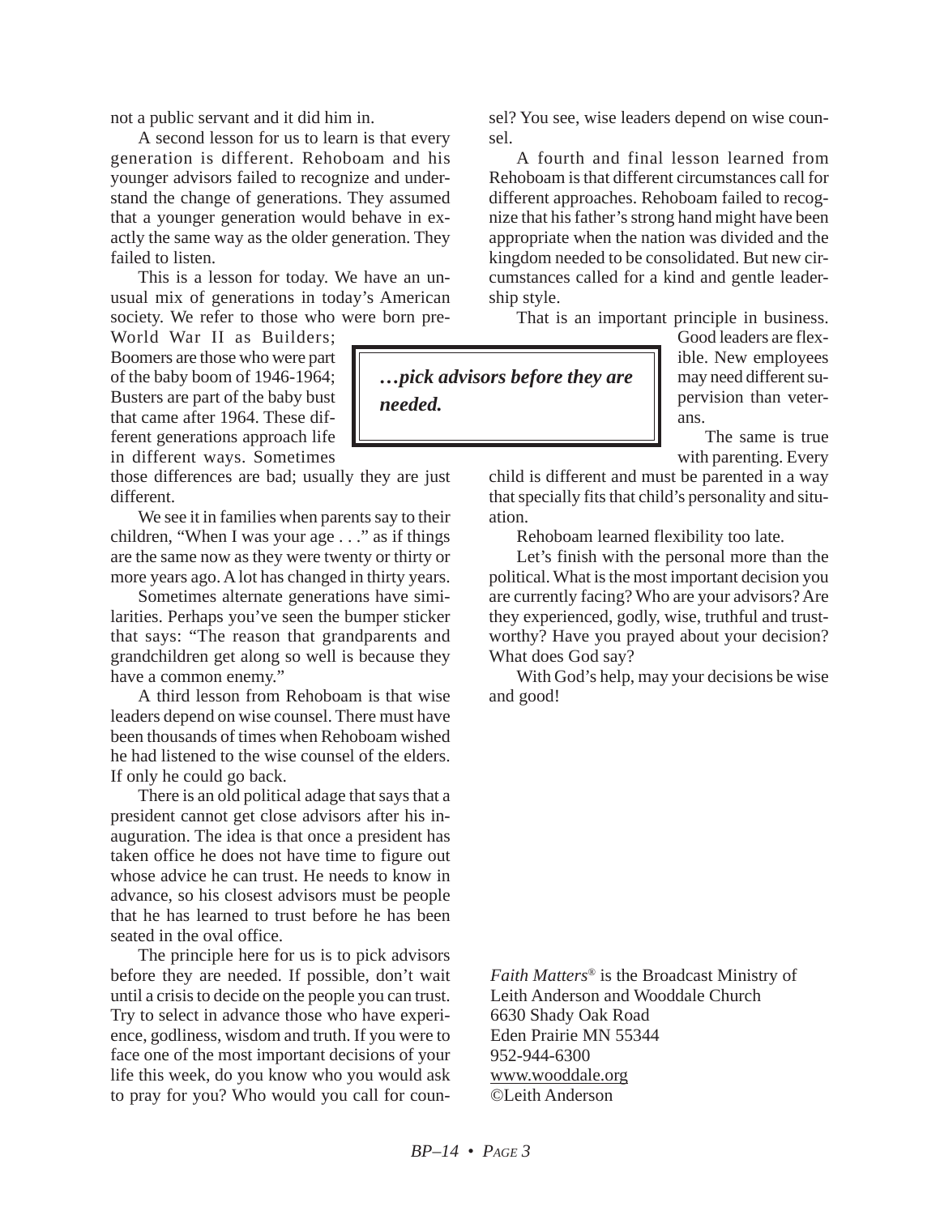not a public servant and it did him in.

A second lesson for us to learn is that every generation is different. Rehoboam and his younger advisors failed to recognize and understand the change of generations. They assumed that a younger generation would behave in exactly the same way as the older generation. They failed to listen.

This is a lesson for today. We have an unusual mix of generations in today's American society. We refer to those who were born pre-World War II as Builders; Boomers are those who were part of the baby boom of 1946-1964; Busters are part of the baby bust that came after 1964. These different generations approach life in different ways. Sometimes those differences are bad; usually they are just different.

We see it in families when parents say to their children, "When I was your age . . ." as if things are the same now as they were twenty or thirty or more years ago. A lot has changed in thirty years.

Sometimes alternate generations have similarities. Perhaps you've seen the bumper sticker that says: "The reason that grandparents and grandchildren get along so well is because they have a common enemy."

A third lesson from Rehoboam is that wise leaders depend on wise counsel. There must have been thousands of times when Rehoboam wished he had listened to the wise counsel of the elders. If only he could go back.

There is an old political adage that says that a president cannot get close advisors after his inauguration. The idea is that once a president has taken office he does not have time to figure out whose advice he can trust. He needs to know in advance, so his closest advisors must be people that he has learned to trust before he has been seated in the oval office.

The principle here for us is to pick advisors before they are needed. If possible, don't wait until a crisis to decide on the people you can trust. Try to select in advance those who have experience, godliness, wisdom and truth. If you were to face one of the most important decisions of your life this week, do you know who you would ask to pray for you? Who would you call for counsel? You see, wise leaders depend on wise counsel.

> ***…pick advisors before they are needed.***

A fourth and final lesson learned from Rehoboam is that different circumstances call for different approaches. Rehoboam failed to recognize that his father's strong hand might have been appropriate when the nation was divided and the kingdom needed to be consolidated. But new circumstances called for a kind and gentle leadership style.

That is an important principle in business. Good leaders are flexible. New employees may need different supervision than veterans.

The same is true with parenting. Every child is different and must be parented in a way that specially fits that child's personality and situation.

Rehoboam learned flexibility too late.

Let's finish with the personal more than the political. What is the most important decision you are currently facing? Who are your advisors? Are they experienced, godly, wise, truthful and trustworthy? Have you prayed about your decision? What does God say?

With God's help, may your decisions be wise and good!

*Faith Matters*® is the Broadcast Ministry of
Leith Anderson and Wooddale Church
6630 Shady Oak Road
Eden Prairie MN 55344
952-944-6300
www.wooddale.org
©Leith Anderson